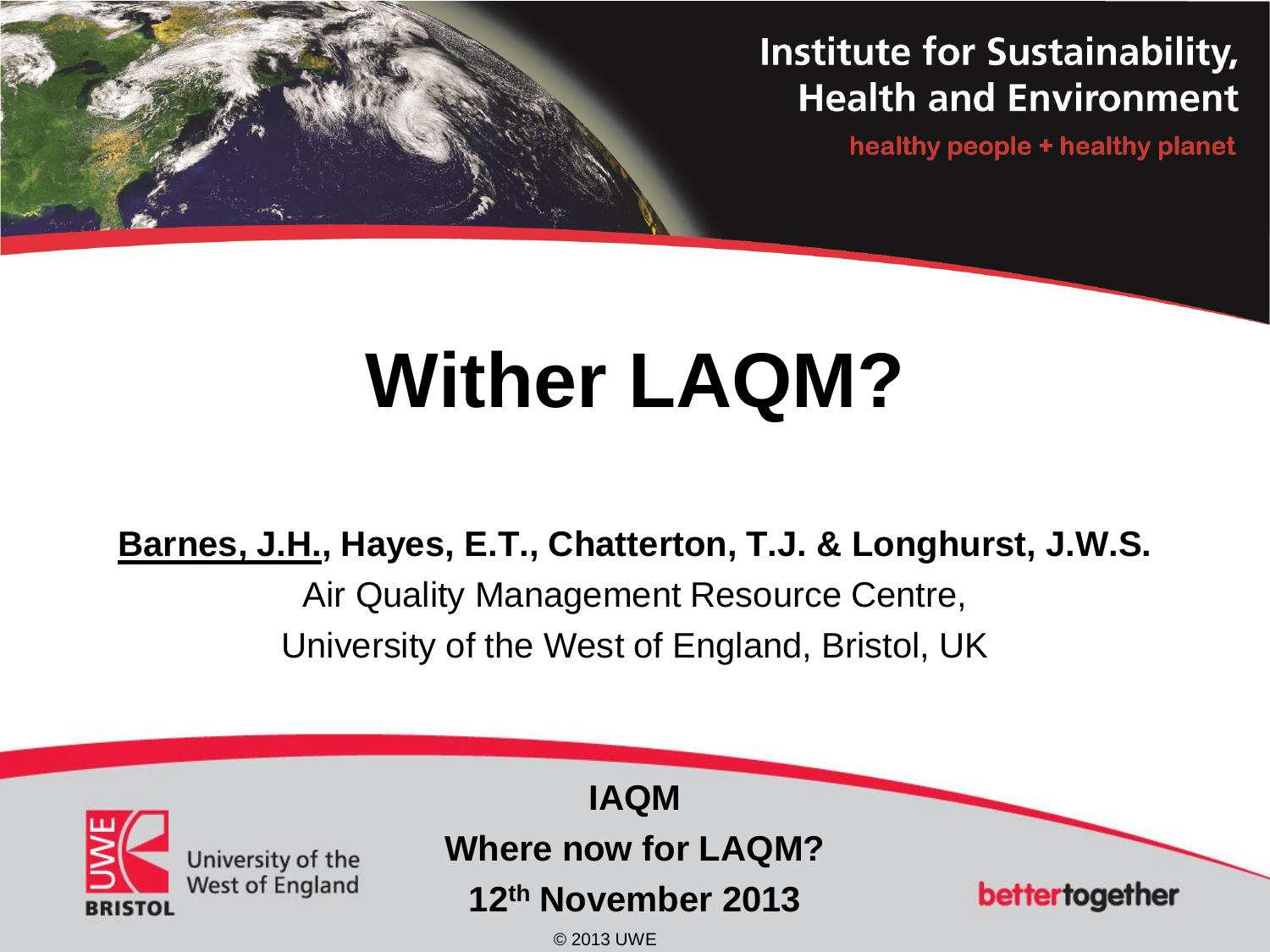Institute for Sustainability, Health and Environment

healthy people + healthy planet

# Wither LAQM?

**Barnes, J.H., Hayes, E.T., Chatterton, T.J. & Longhurst, J.W.S.**

Air Quality Management Resource Centre,

University of the West of England, Bristol, UK

University of the West of England
BRISTOL

**IAQM**

**Where now for LAQM?**

**12th November 2013**

© 2013 UWE

bettertogether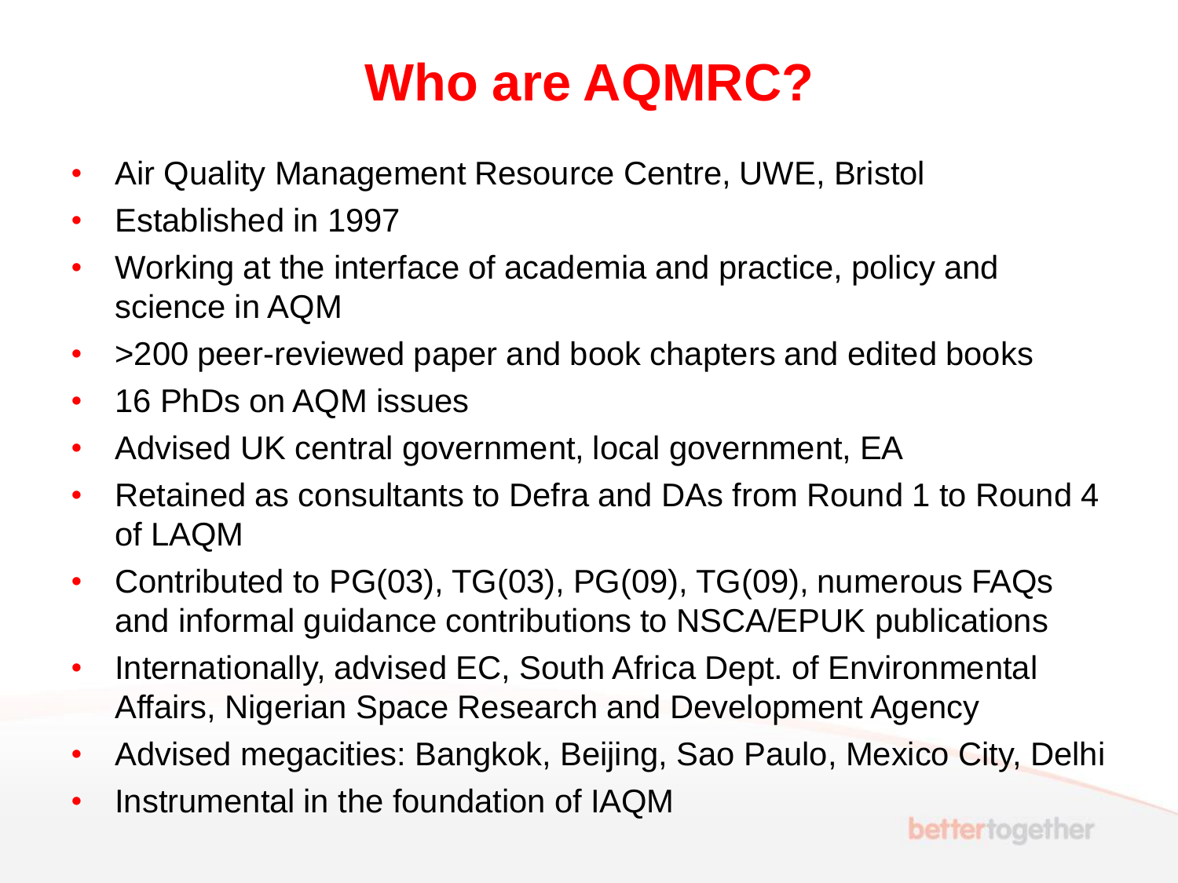# Who are AQMRC?

- Air Quality Management Resource Centre, UWE, Bristol
- Established in 1997
- Working at the interface of academia and practice, policy and science in AQM
- >200 peer-reviewed paper and book chapters and edited books
- 16 PhDs on AQM issues
- Advised UK central government, local government, EA
- Retained as consultants to Defra and DAs from Round 1 to Round 4 of LAQM
- Contributed to PG(03), TG(03), PG(09), TG(09), numerous FAQs and informal guidance contributions to NSCA/EPUK publications
- Internationally, advised EC, South Africa Dept. of Environmental Affairs, Nigerian Space Research and Development Agency
- Advised megacities: Bangkok, Beijing, Sao Paulo, Mexico City, Delhi
- Instrumental in the foundation of IAQM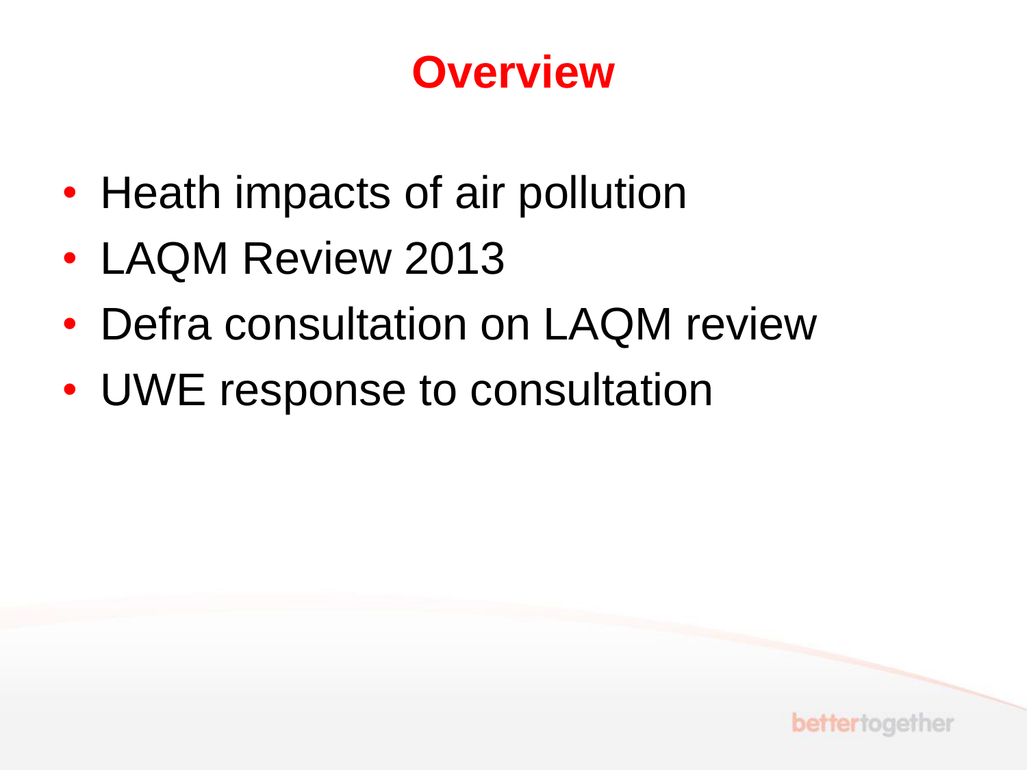# Overview

- Heath impacts of air pollution
- LAQM Review 2013
- Defra consultation on LAQM review
- UWE response to consultation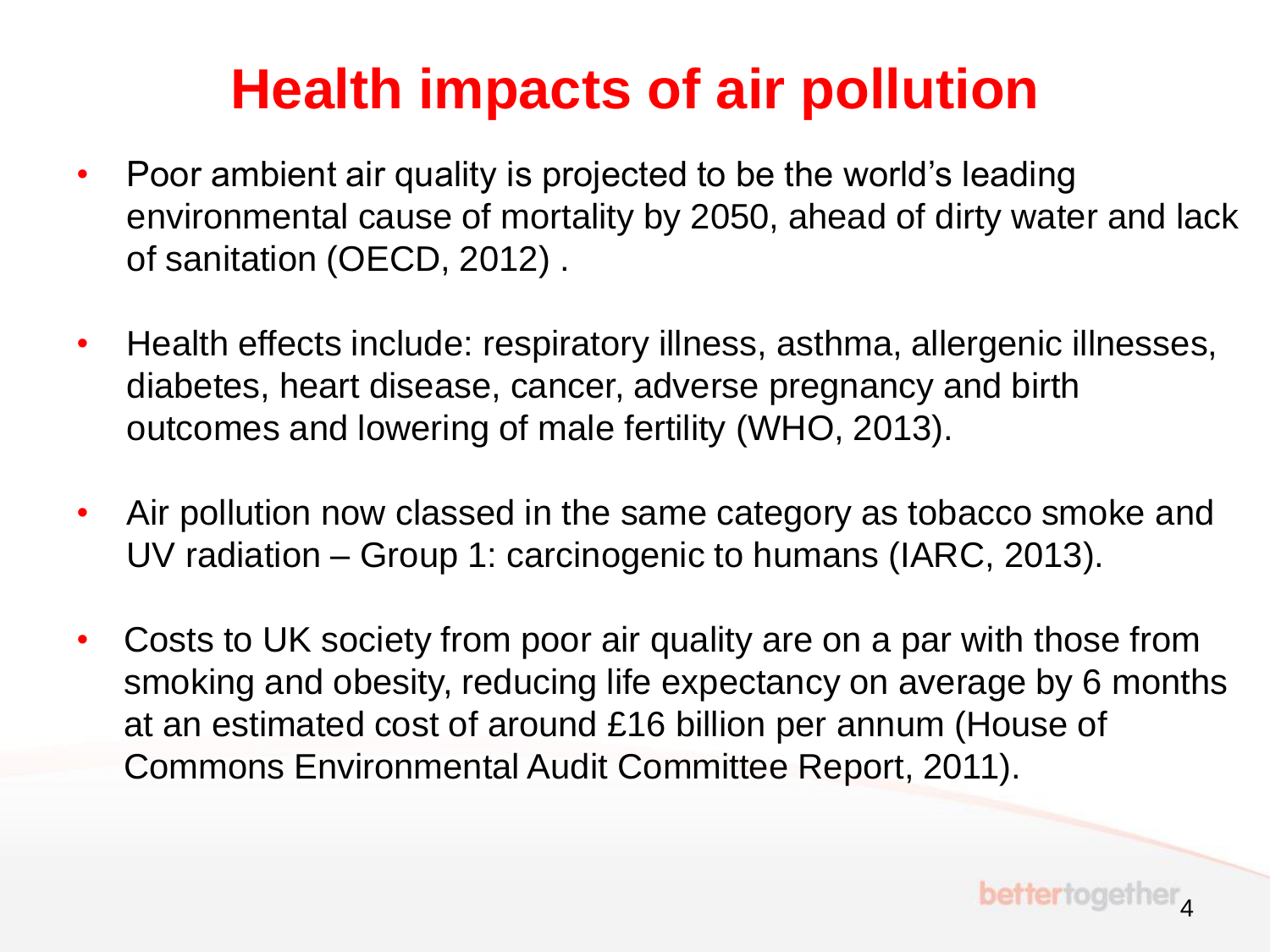# Health impacts of air pollution

- Poor ambient air quality is projected to be the world's leading environmental cause of mortality by 2050, ahead of dirty water and lack of sanitation (OECD, 2012) .
- Health effects include: respiratory illness, asthma, allergenic illnesses, diabetes, heart disease, cancer, adverse pregnancy and birth outcomes and lowering of male fertility (WHO, 2013).
- Air pollution now classed in the same category as tobacco smoke and UV radiation – Group 1: carcinogenic to humans (IARC, 2013).
- Costs to UK society from poor air quality are on a par with those from smoking and obesity, reducing life expectancy on average by 6 months at an estimated cost of around £16 billion per annum (House of Commons Environmental Audit Committee Report, 2011).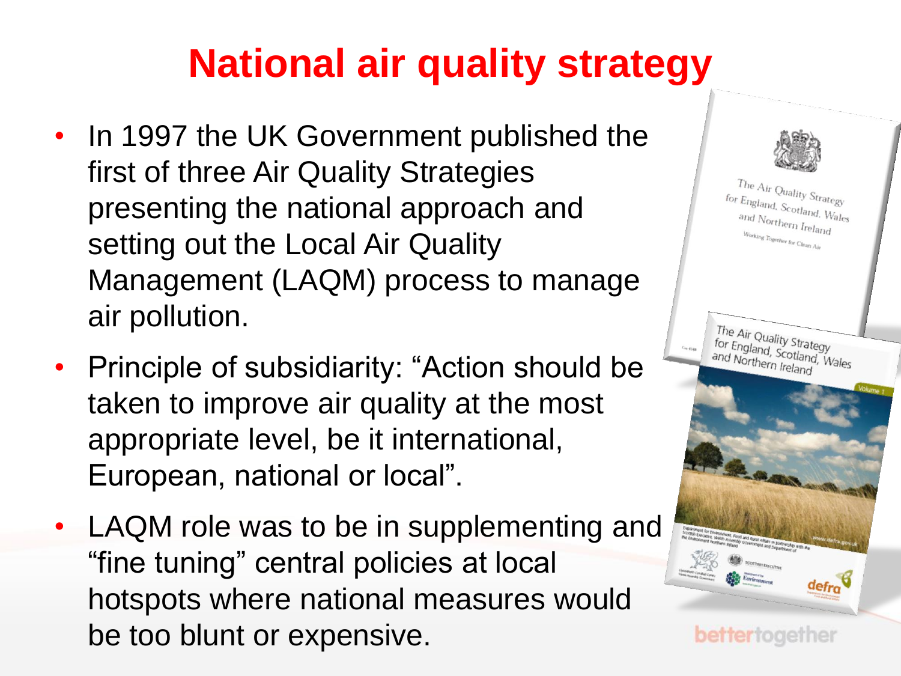# National air quality strategy

- In 1997 the UK Government published the first of three Air Quality Strategies presenting the national approach and setting out the Local Air Quality Management (LAQM) process to manage air pollution.
- Principle of subsidiarity: "Action should be taken to improve air quality at the most appropriate level, be it international, European, national or local".
- LAQM role was to be in supplementing and "fine tuning" central policies at local hotspots where national measures would be too blunt or expensive.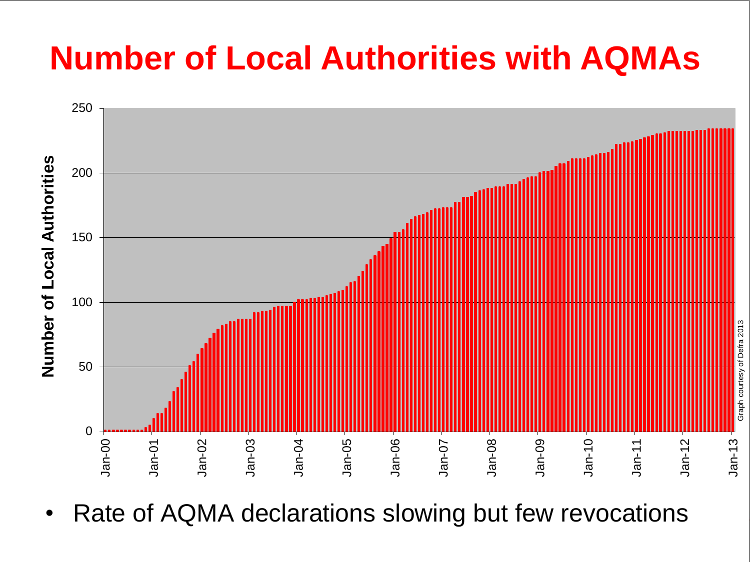# Number of Local Authorities with AQMAs

- Rate of AQMA declarations slowing but few revocations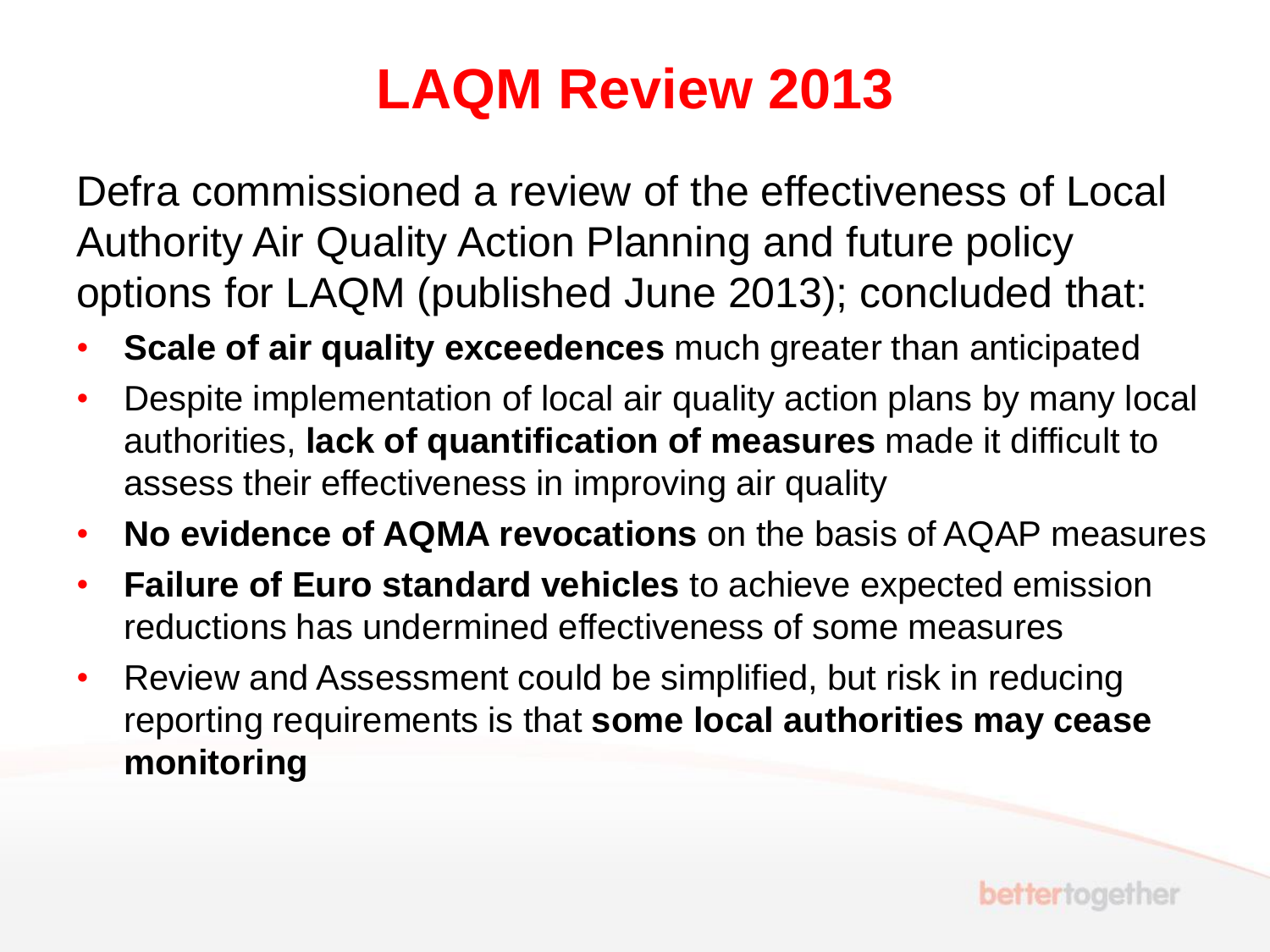# LAQM Review 2013

Defra commissioned a review of the effectiveness of Local Authority Air Quality Action Planning and future policy options for LAQM (published June 2013); concluded that:

- **Scale of air quality exceedences** much greater than anticipated
- Despite implementation of local air quality action plans by many local authorities, **lack of quantification of measures** made it difficult to assess their effectiveness in improving air quality
- **No evidence of AQMA revocations** on the basis of AQAP measures
- **Failure of Euro standard vehicles** to achieve expected emission reductions has undermined effectiveness of some measures
- Review and Assessment could be simplified, but risk in reducing reporting requirements is that **some local authorities may cease monitoring**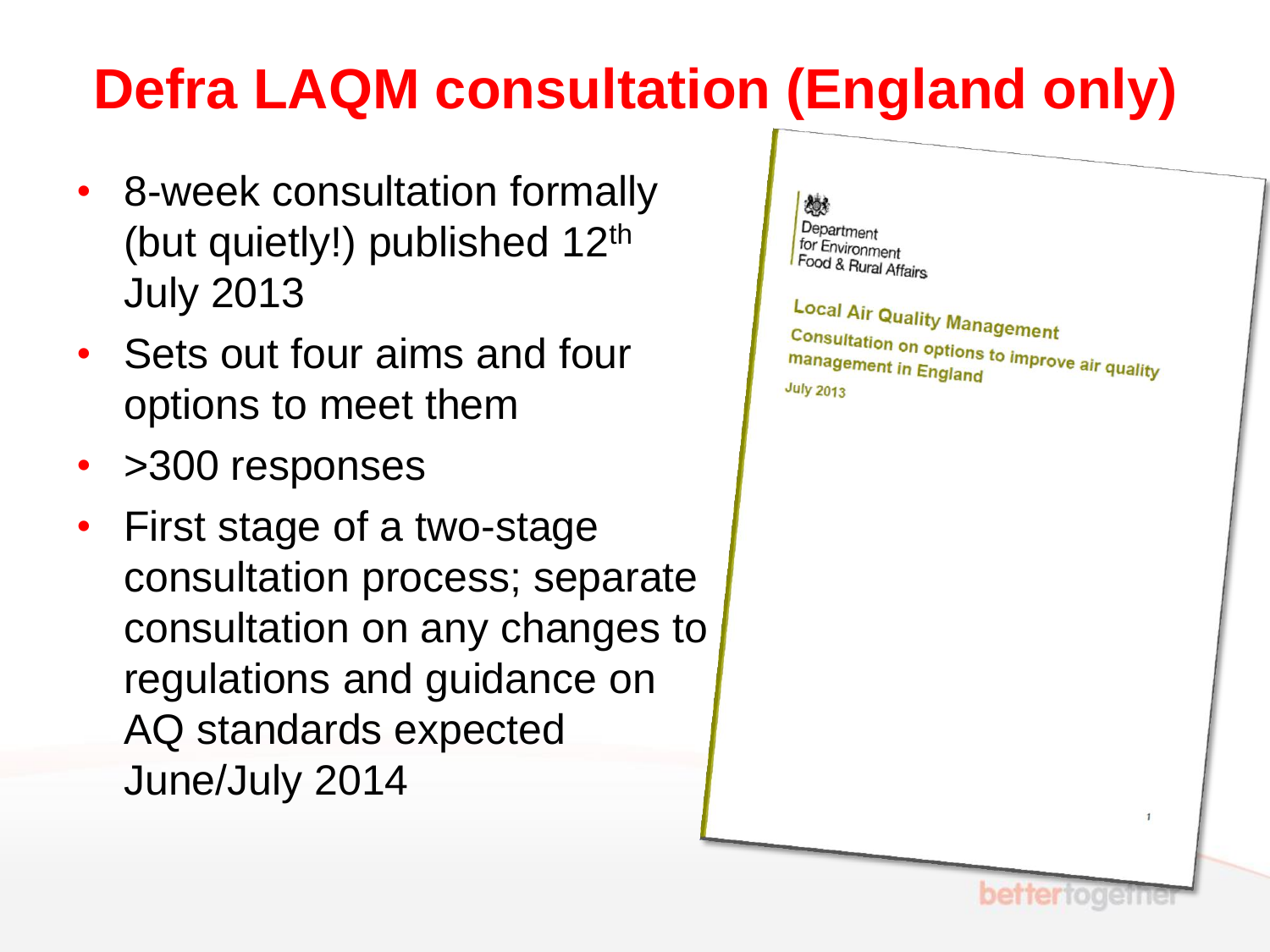# Defra LAQM consultation (England only)

- 8-week consultation formally (but quietly!) published 12th July 2013
- Sets out four aims and four options to meet them
- >300 responses
- First stage of a two-stage consultation process; separate consultation on any changes to regulations and guidance on AQ standards expected June/July 2014

Department for Environment Food & Rural Affairs

Local Air Quality Management

Consultation on options to improve air quality management in England

July 2013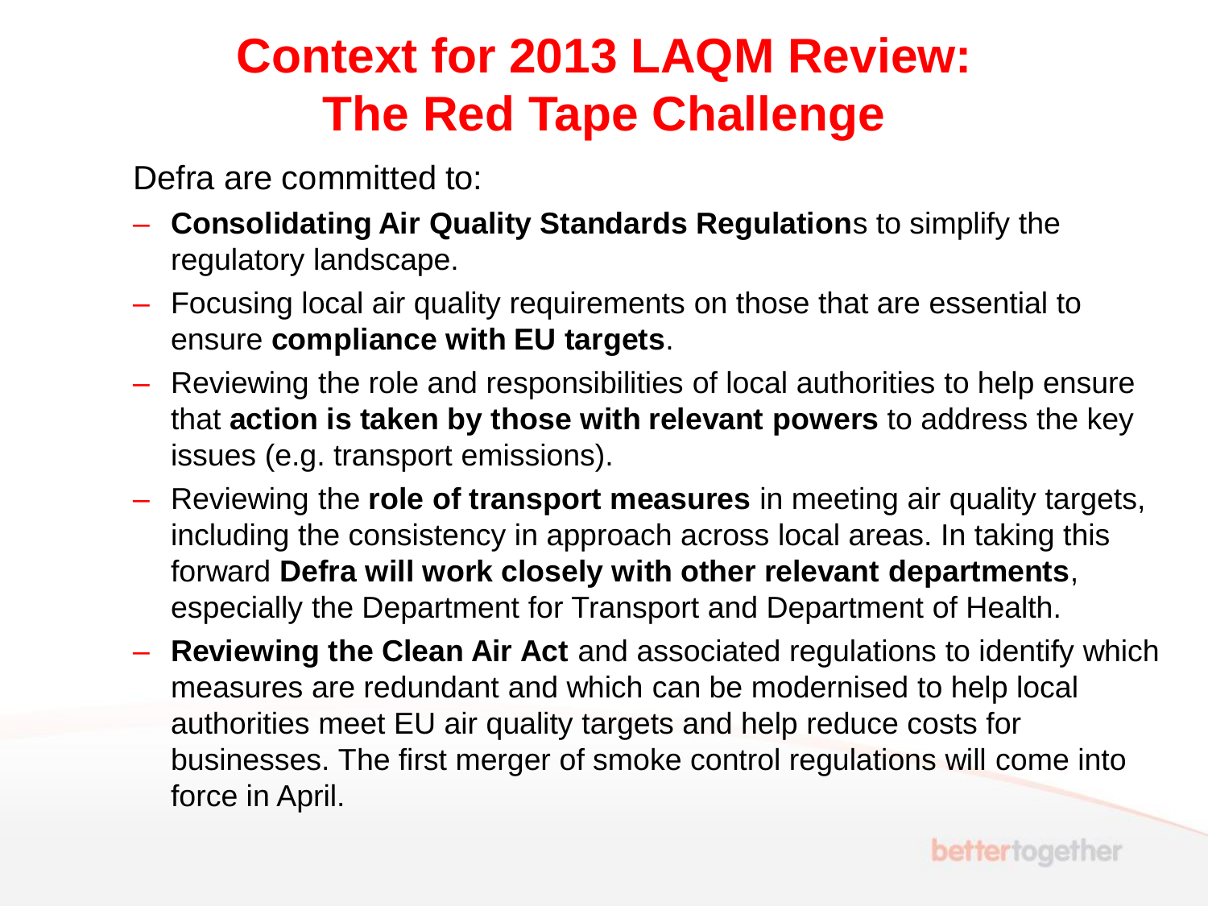# Context for 2013 LAQM Review: The Red Tape Challenge

Defra are committed to:

- **Consolidating Air Quality Standards Regulation**s to simplify the regulatory landscape.
- Focusing local air quality requirements on those that are essential to ensure **compliance with EU targets**.
- Reviewing the role and responsibilities of local authorities to help ensure that **action is taken by those with relevant powers** to address the key issues (e.g. transport emissions).
- Reviewing the **role of transport measures** in meeting air quality targets, including the consistency in approach across local areas. In taking this forward **Defra will work closely with other relevant departments**, especially the Department for Transport and Department of Health.
- **Reviewing the Clean Air Act** and associated regulations to identify which measures are redundant and which can be modernised to help local authorities meet EU air quality targets and help reduce costs for businesses. The first merger of smoke control regulations will come into force in April.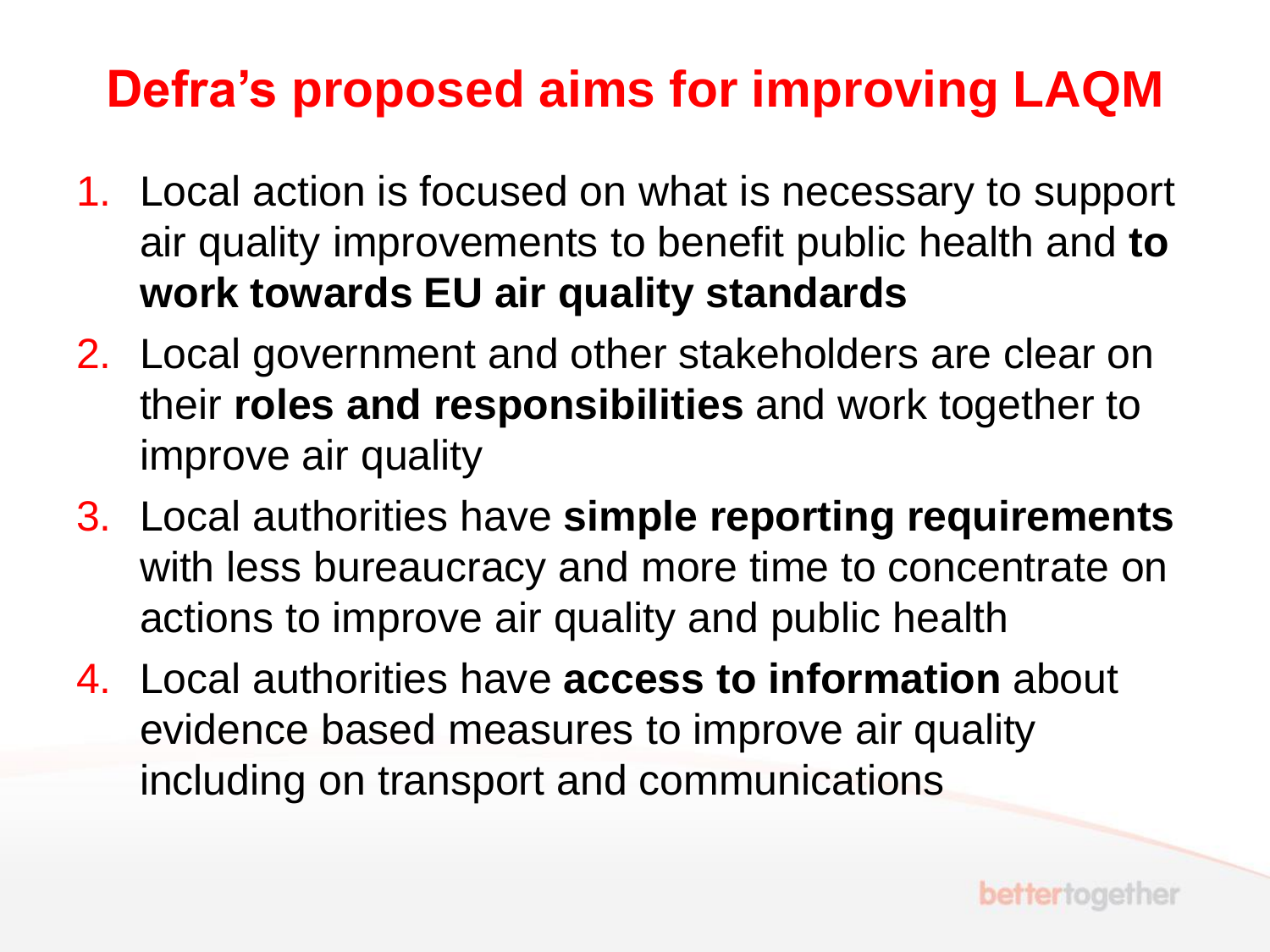# Defra's proposed aims for improving LAQM

1. Local action is focused on what is necessary to support air quality improvements to benefit public health and **to work towards EU air quality standards**
2. Local government and other stakeholders are clear on their **roles and responsibilities** and work together to improve air quality
3. Local authorities have **simple reporting requirements** with less bureaucracy and more time to concentrate on actions to improve air quality and public health
4. Local authorities have **access to information** about evidence based measures to improve air quality including on transport and communications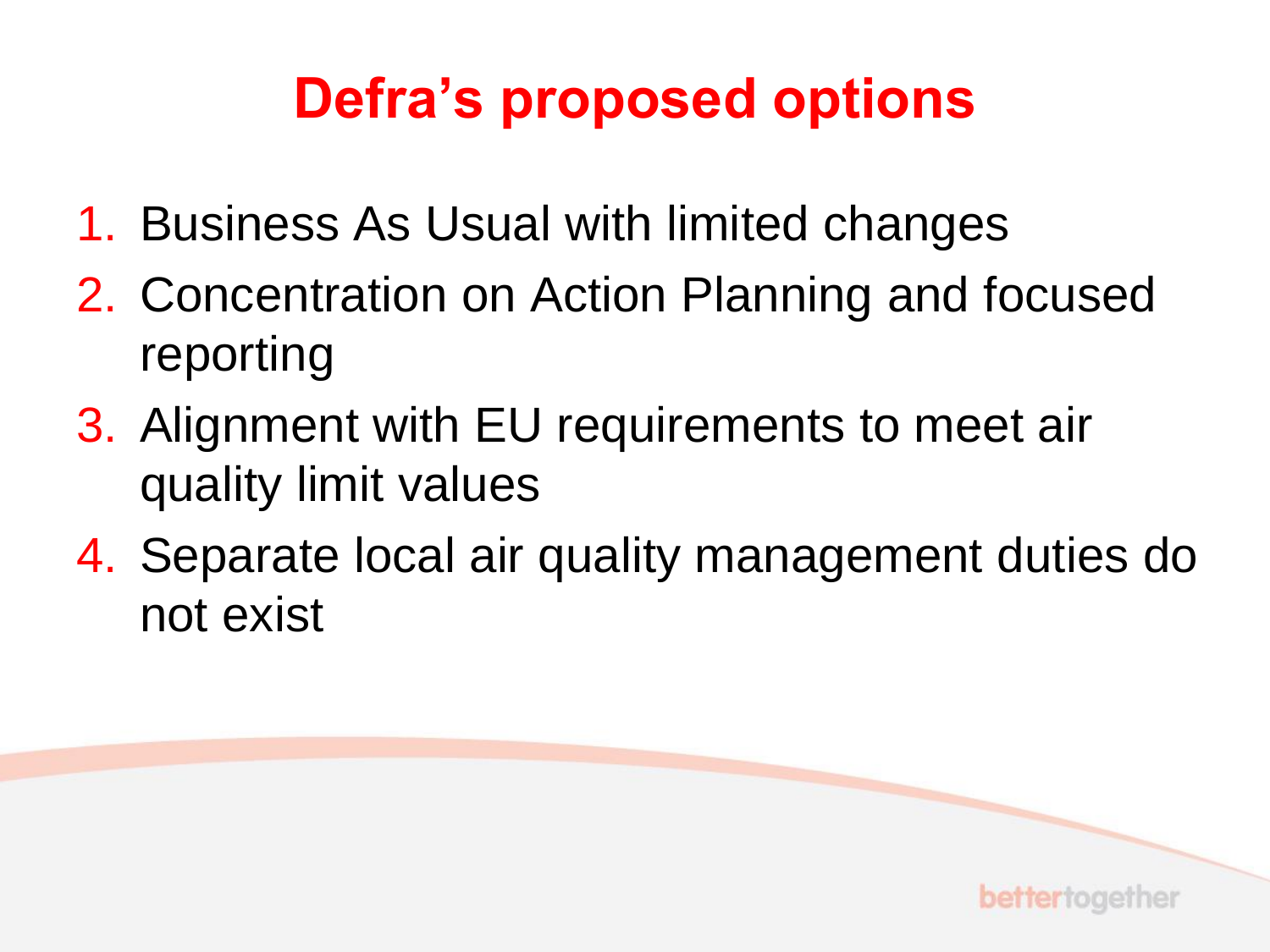# Defra's proposed options

1. Business As Usual with limited changes
2. Concentration on Action Planning and focused reporting
3. Alignment with EU requirements to meet air quality limit values
4. Separate local air quality management duties do not exist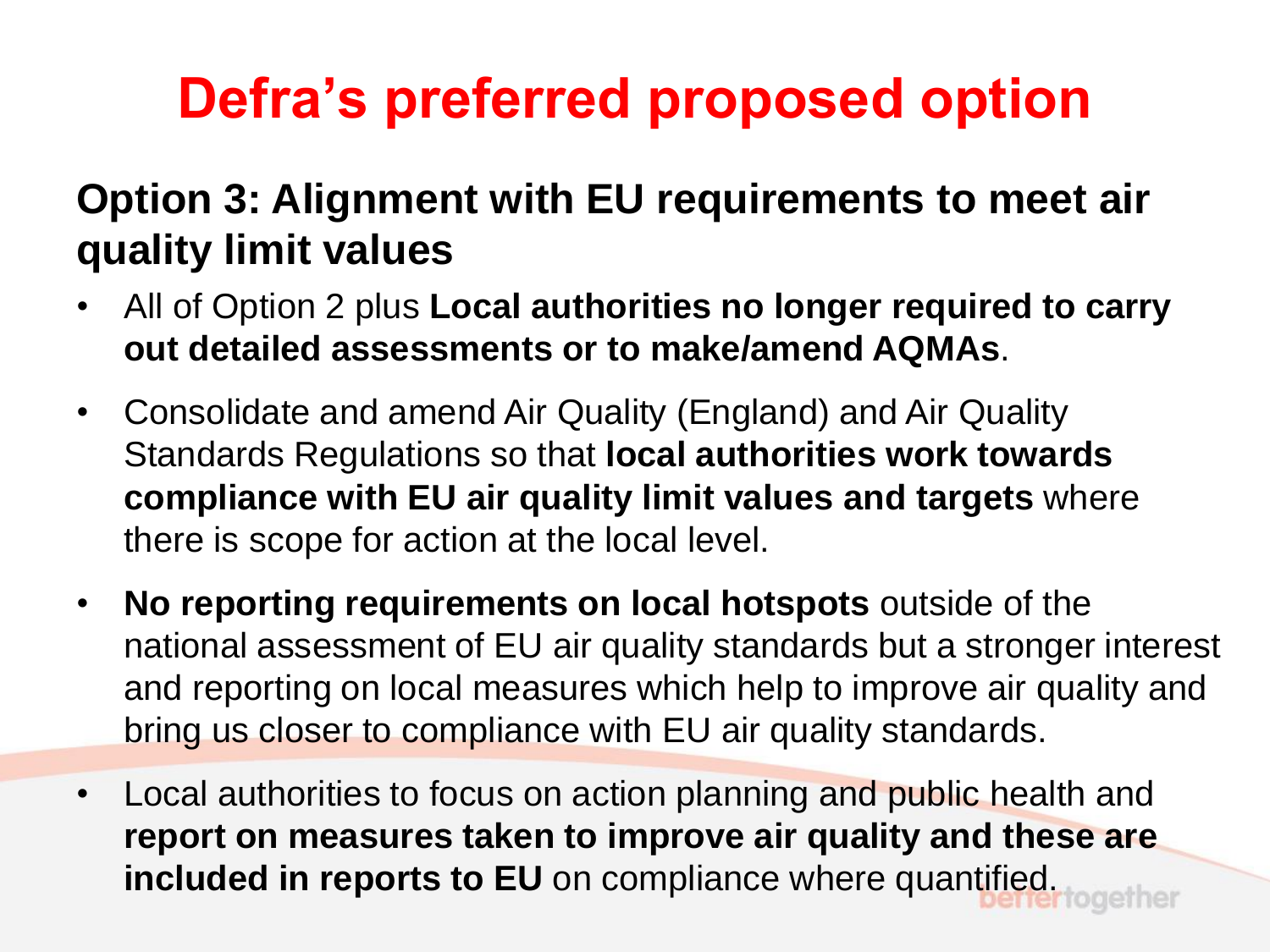# Defra's preferred proposed option

## Option 3: Alignment with EU requirements to meet air quality limit values

- All of Option 2 plus **Local authorities no longer required to carry out detailed assessments or to make/amend AQMAs**.
- Consolidate and amend Air Quality (England) and Air Quality Standards Regulations so that **local authorities work towards compliance with EU air quality limit values and targets** where there is scope for action at the local level.
- **No reporting requirements on local hotspots** outside of the national assessment of EU air quality standards but a stronger interest and reporting on local measures which help to improve air quality and bring us closer to compliance with EU air quality standards.
- Local authorities to focus on action planning and public health and **report on measures taken to improve air quality and these are included in reports to EU** on compliance where quantified.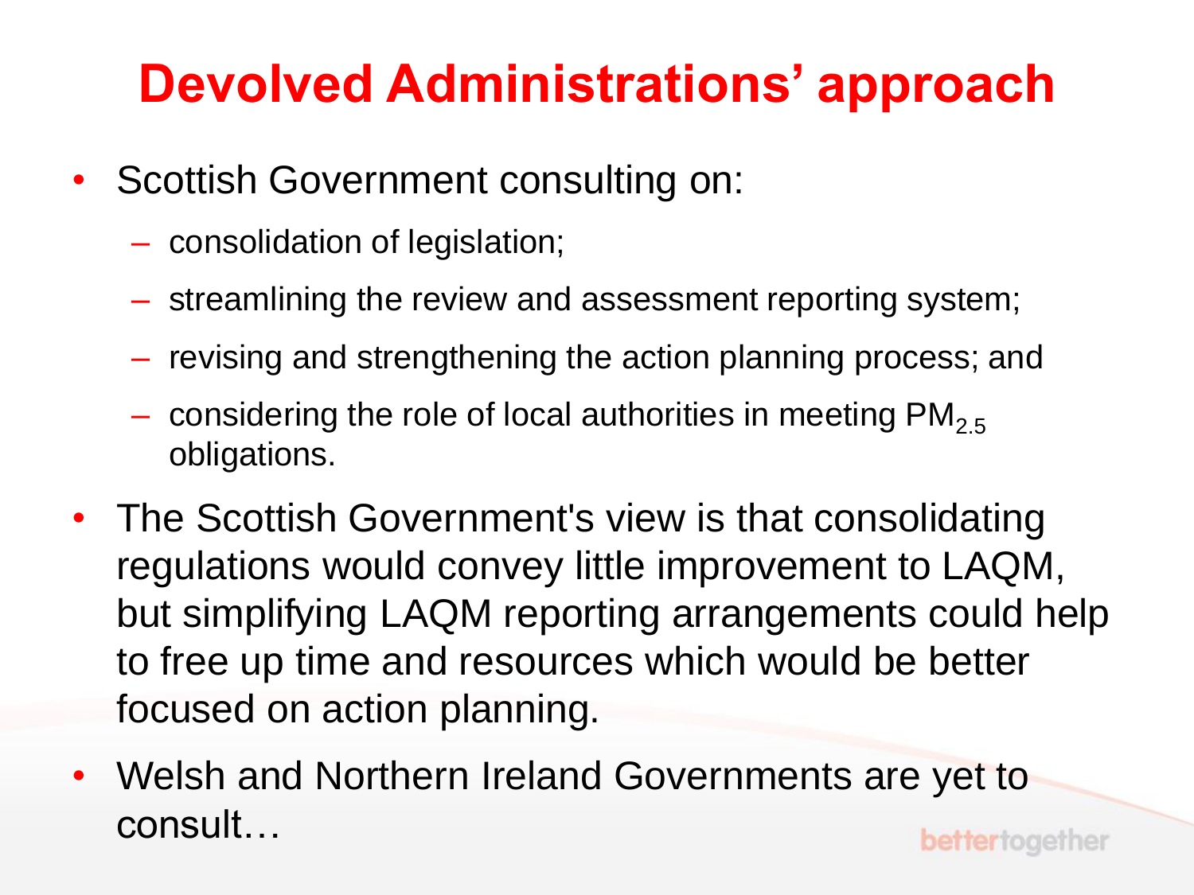# Devolved Administrations' approach

- Scottish Government consulting on:
  - consolidation of legislation;
  - streamlining the review and assessment reporting system;
  - revising and strengthening the action planning process; and
  - considering the role of local authorities in meeting $PM_{2.5}$ obligations.
- The Scottish Government's view is that consolidating regulations would convey little improvement to LAQM, but simplifying LAQM reporting arrangements could help to free up time and resources which would be better focused on action planning.
- Welsh and Northern Ireland Governments are yet to consult…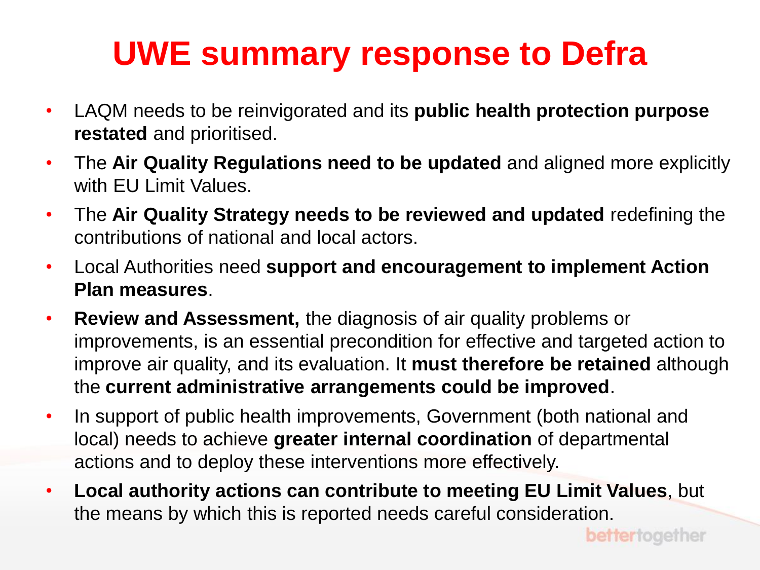# UWE summary response to Defra

- LAQM needs to be reinvigorated and its **public health protection purpose restated** and prioritised.
- The **Air Quality Regulations need to be updated** and aligned more explicitly with EU Limit Values.
- The **Air Quality Strategy needs to be reviewed and updated** redefining the contributions of national and local actors.
- Local Authorities need **support and encouragement to implement Action Plan measures**.
- **Review and Assessment,** the diagnosis of air quality problems or improvements, is an essential precondition for effective and targeted action to improve air quality, and its evaluation. It **must therefore be retained** although the **current administrative arrangements could be improved**.
- In support of public health improvements, Government (both national and local) needs to achieve **greater internal coordination** of departmental actions and to deploy these interventions more effectively.
- **Local authority actions can contribute to meeting EU Limit Values**, but the means by which this is reported needs careful consideration.

bettertogether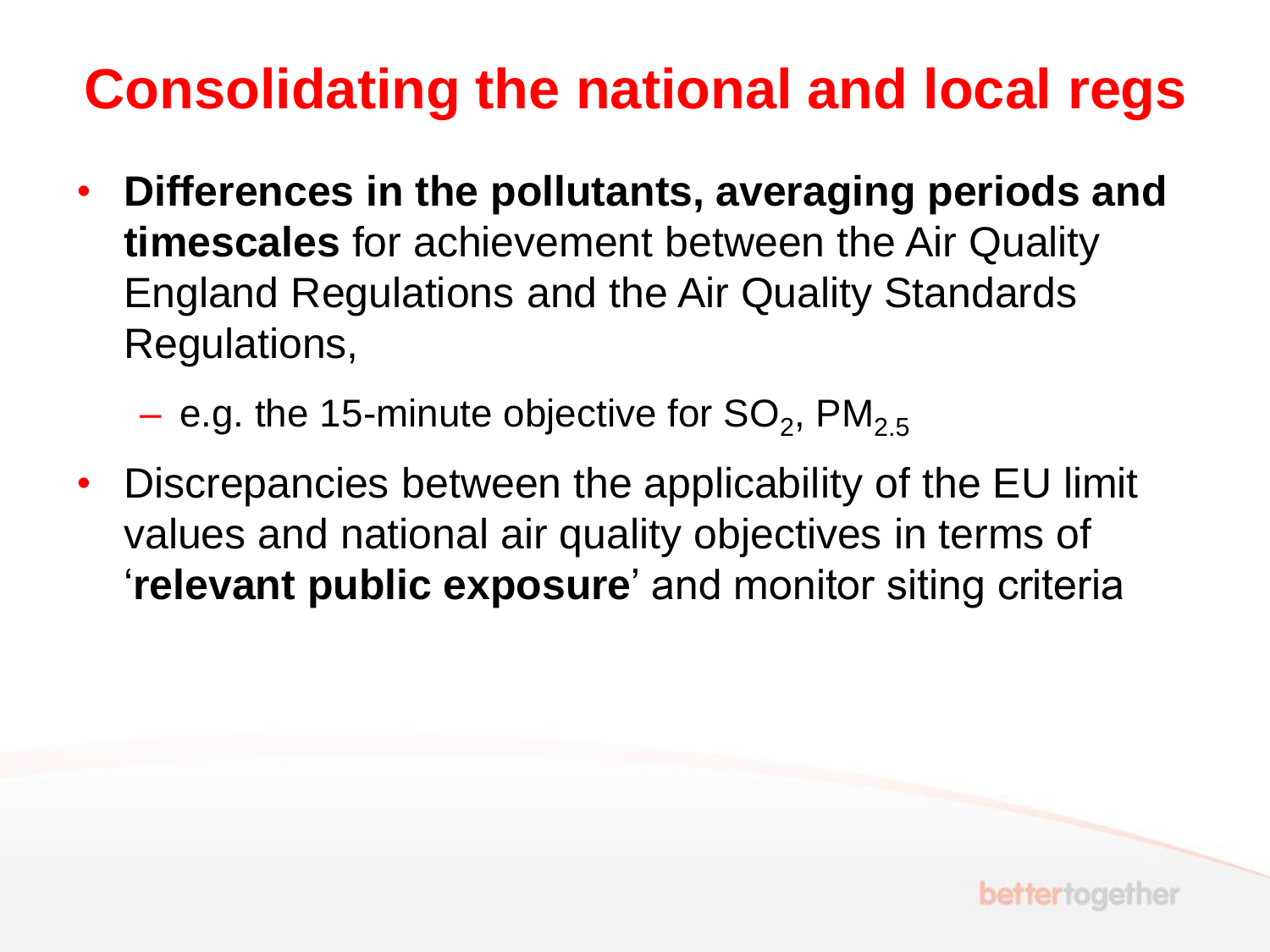# Consolidating the national and local regs

- **Differences in the pollutants, averaging periods and timescales** for achievement between the Air Quality England Regulations and the Air Quality Standards Regulations,
  - e.g. the 15-minute objective for $SO_2$, $PM_{2.5}$
- Discrepancies between the applicability of the EU limit values and national air quality objectives in terms of '**relevant public exposure**' and monitor siting criteria

bettertogether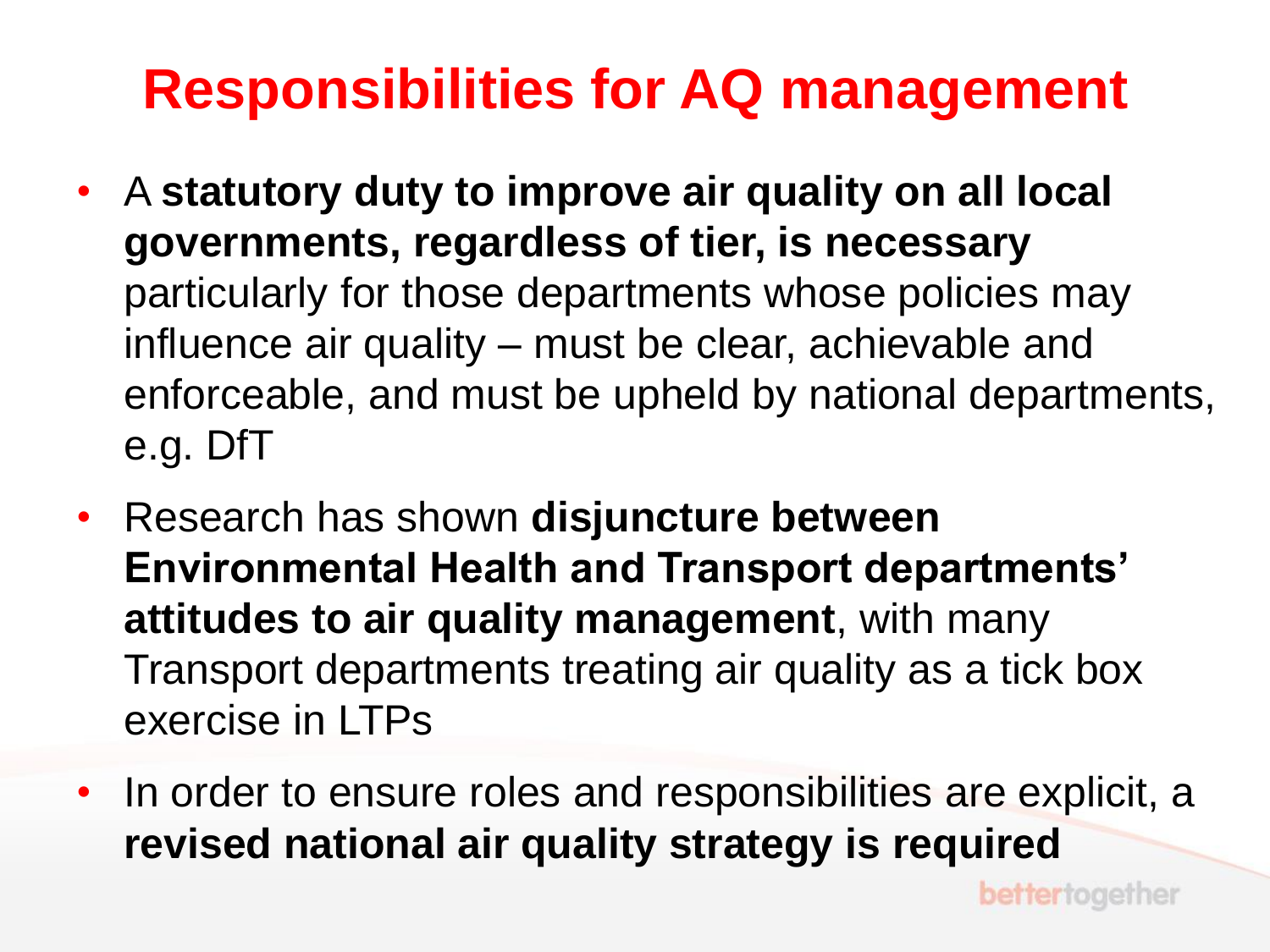# Responsibilities for AQ management

- A **statutory duty to improve air quality on all local governments, regardless of tier, is necessary** particularly for those departments whose policies may influence air quality – must be clear, achievable and enforceable, and must be upheld by national departments, e.g. DfT
- Research has shown **disjuncture between Environmental Health and Transport departments' attitudes to air quality management**, with many Transport departments treating air quality as a tick box exercise in LTPs
- In order to ensure roles and responsibilities are explicit, a **revised national air quality strategy is required**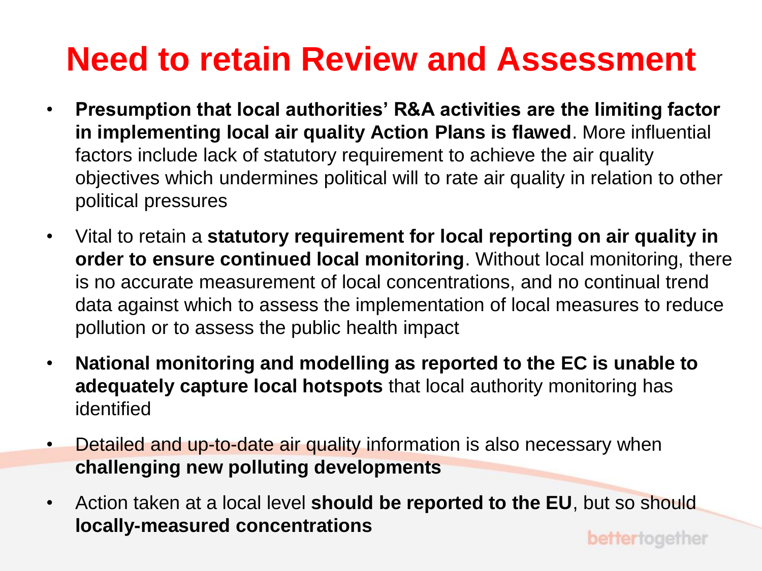# Need to retain Review and Assessment

- **Presumption that local authorities' R&A activities are the limiting factor in implementing local air quality Action Plans is flawed**. More influential factors include lack of statutory requirement to achieve the air quality objectives which undermines political will to rate air quality in relation to other political pressures
- Vital to retain a **statutory requirement for local reporting on air quality in order to ensure continued local monitoring**. Without local monitoring, there is no accurate measurement of local concentrations, and no continual trend data against which to assess the implementation of local measures to reduce pollution or to assess the public health impact
- **National monitoring and modelling as reported to the EC is unable to adequately capture local hotspots** that local authority monitoring has identified
- Detailed and up-to-date air quality information is also necessary when **challenging new polluting developments**
- Action taken at a local level **should be reported to the EU**, but so should **locally-measured concentrations**

bettertogether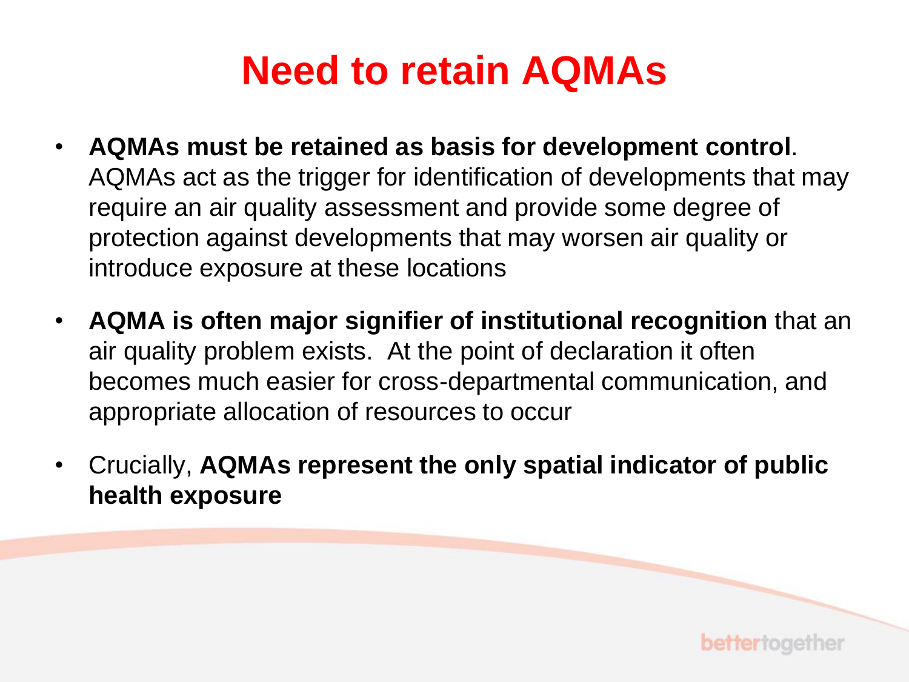# Need to retain AQMAs

- **AQMAs must be retained as basis for development control**. AQMAs act as the trigger for identification of developments that may require an air quality assessment and provide some degree of protection against developments that may worsen air quality or introduce exposure at these locations
- **AQMA is often major signifier of institutional recognition** that an air quality problem exists. At the point of declaration it often becomes much easier for cross-departmental communication, and appropriate allocation of resources to occur
- Crucially, **AQMAs represent the only spatial indicator of public health exposure**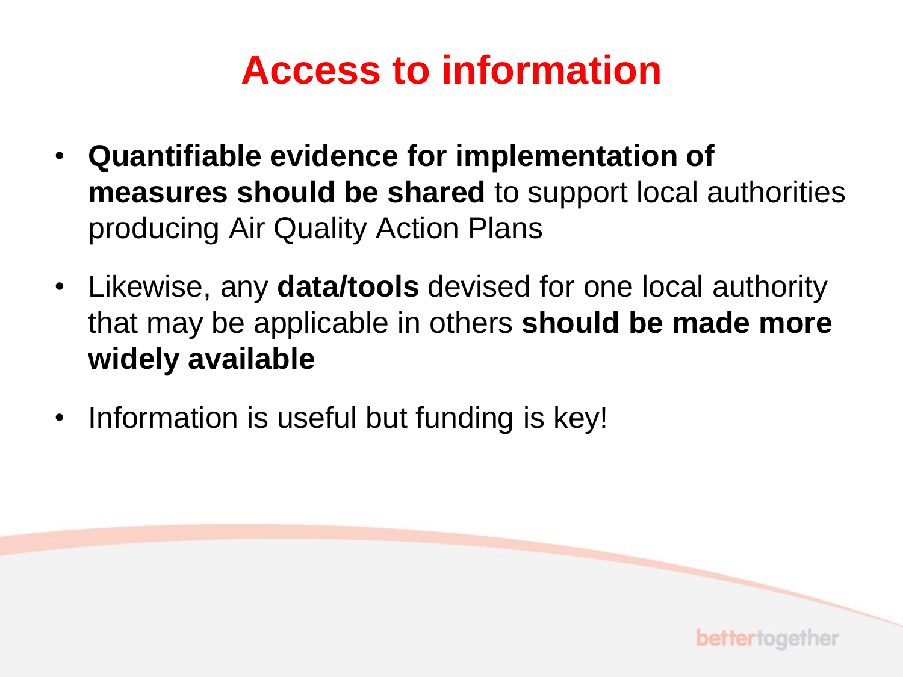# Access to information

- **Quantifiable evidence for implementation of measures should be shared** to support local authorities producing Air Quality Action Plans
- Likewise, any **data/tools** devised for one local authority that may be applicable in others **should be made more widely available**
- Information is useful but funding is key!

bettertogether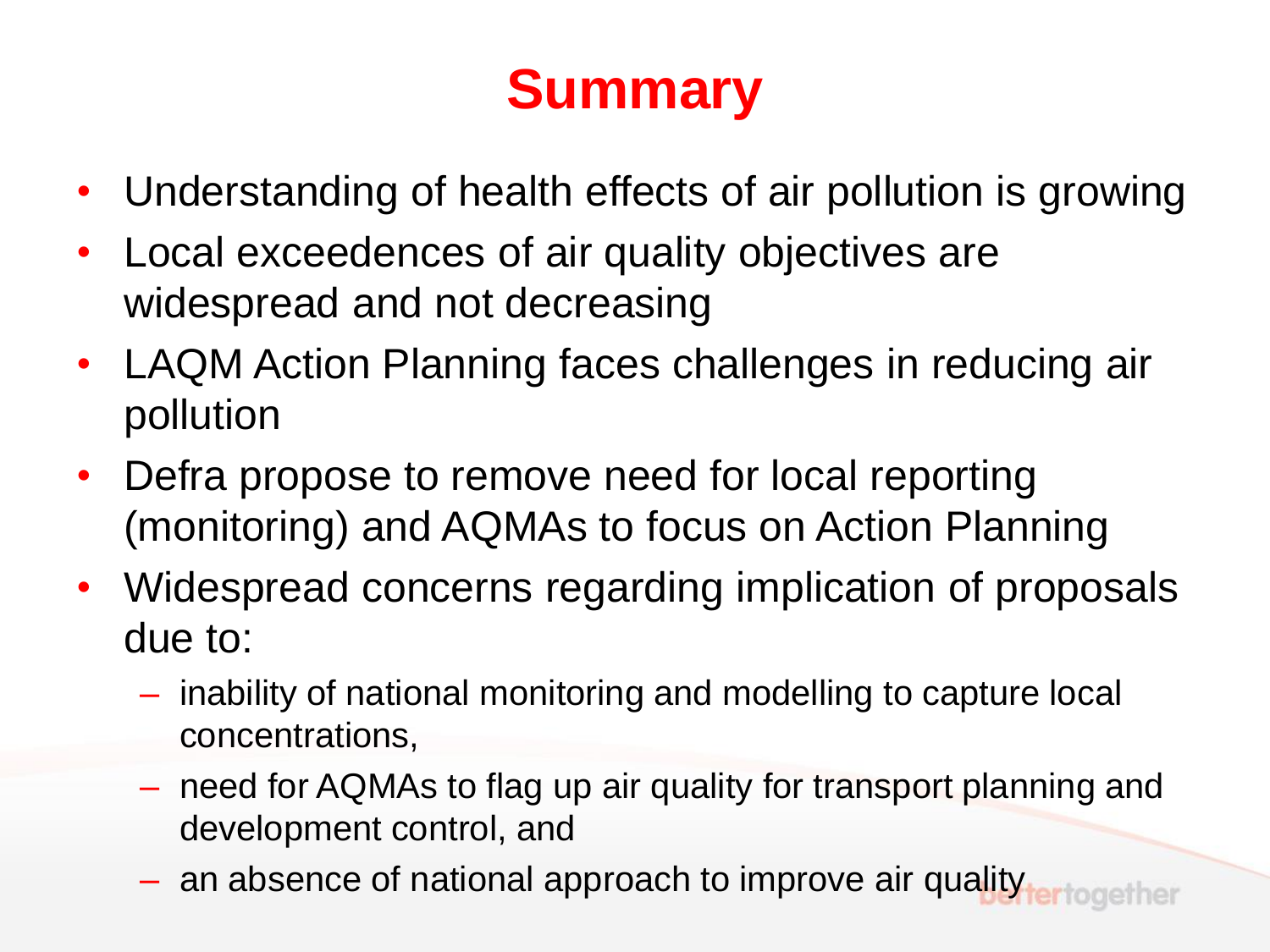# Summary

- Understanding of health effects of air pollution is growing
- Local exceedences of air quality objectives are widespread and not decreasing
- LAQM Action Planning faces challenges in reducing air pollution
- Defra propose to remove need for local reporting (monitoring) and AQMAs to focus on Action Planning
- Widespread concerns regarding implication of proposals due to:
  - inability of national monitoring and modelling to capture local concentrations,
  - need for AQMAs to flag up air quality for transport planning and development control, and
  - an absence of national approach to improve air quality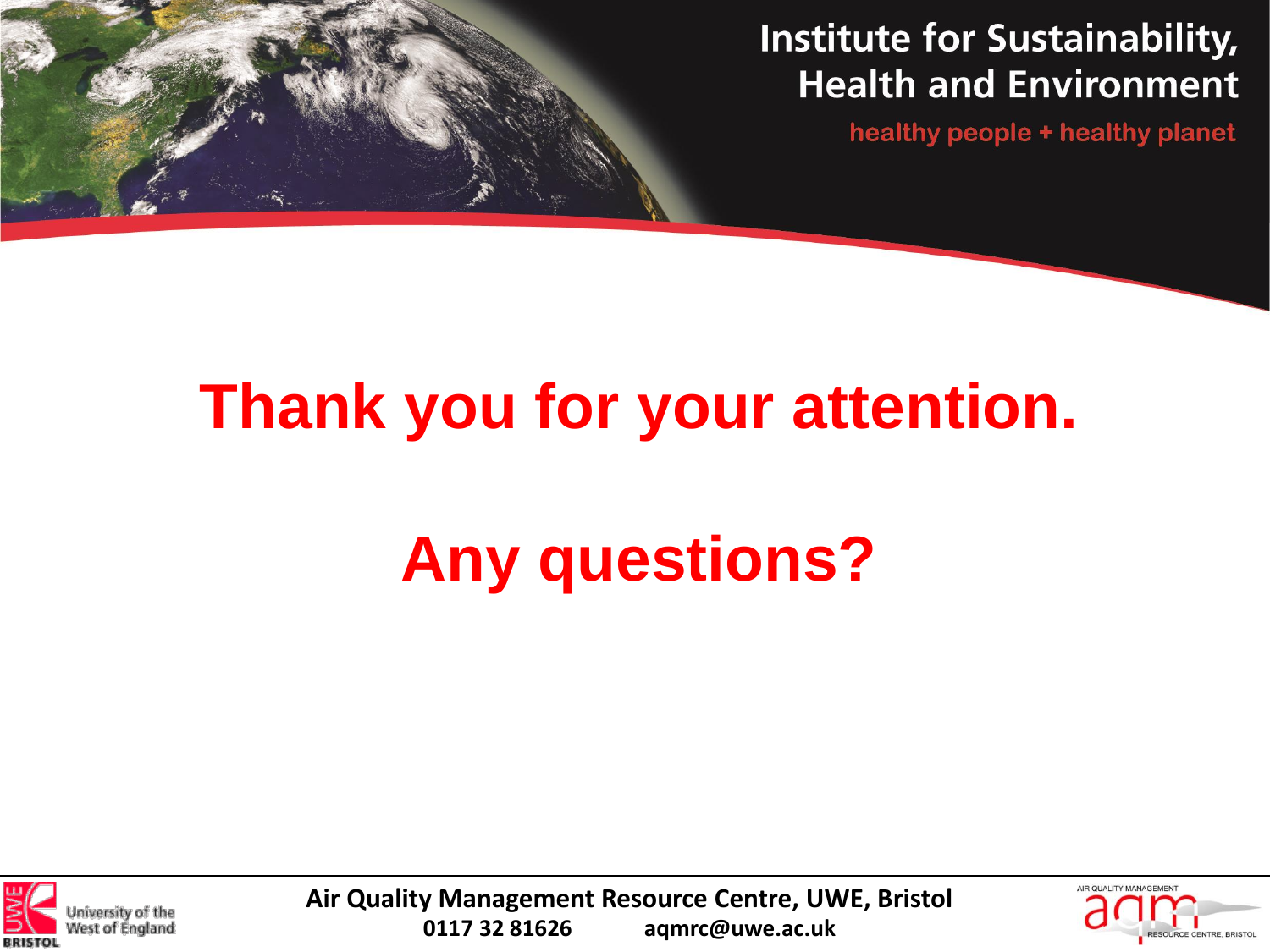Institute for Sustainability, Health and Environment

healthy people + healthy planet

# Thank you for your attention.

# Any questions?

**Air Quality Management Resource Centre, UWE, Bristol**
**0117 32 81626 aqmrc@uwe.ac.uk**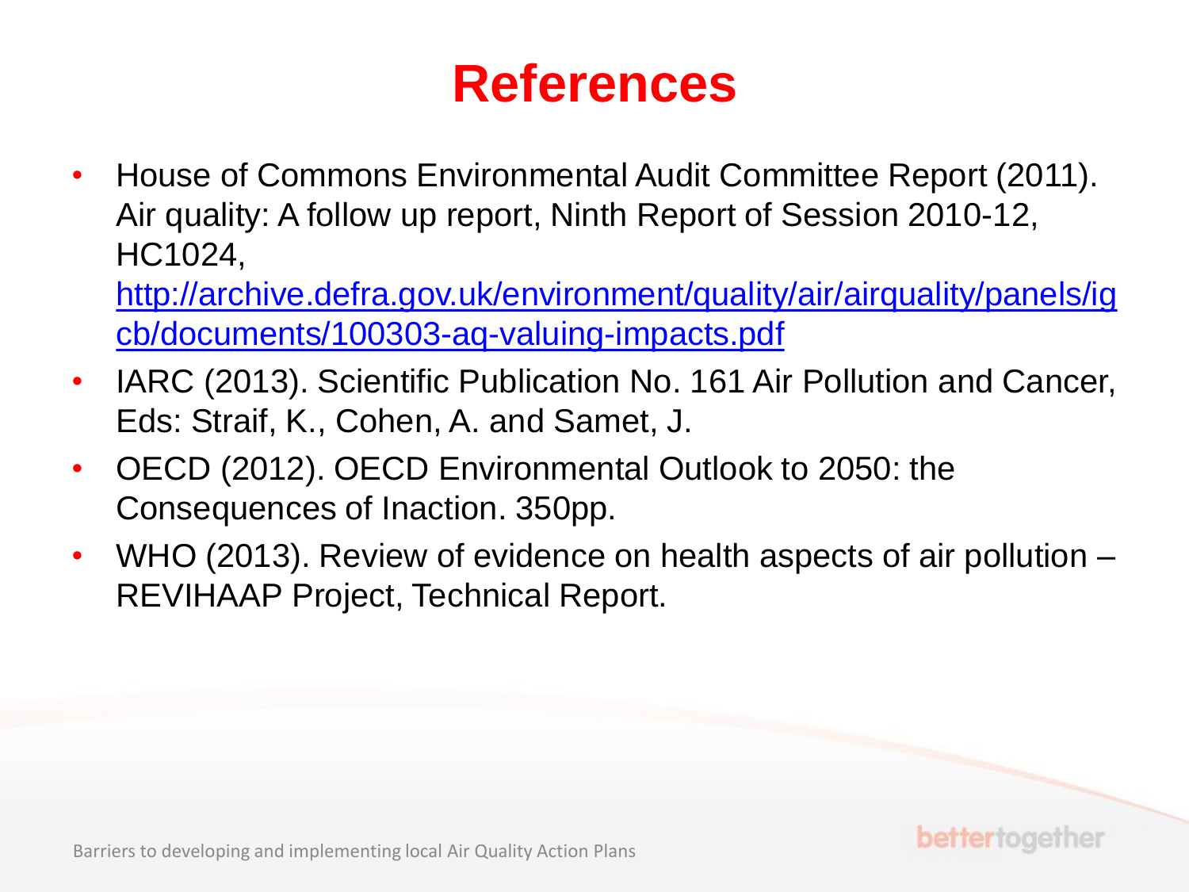# References

- House of Commons Environmental Audit Committee Report (2011). Air quality: A follow up report, Ninth Report of Session 2010-12, HC1024, http://archive.defra.gov.uk/environment/quality/air/airquality/panels/igcb/documents/100303-aq-valuing-impacts.pdf
- IARC (2013). Scientific Publication No. 161 Air Pollution and Cancer, Eds: Straif, K., Cohen, A. and Samet, J.
- OECD (2012). OECD Environmental Outlook to 2050: the Consequences of Inaction. 350pp.
- WHO (2013). Review of evidence on health aspects of air pollution – REVIHAAP Project, Technical Report.